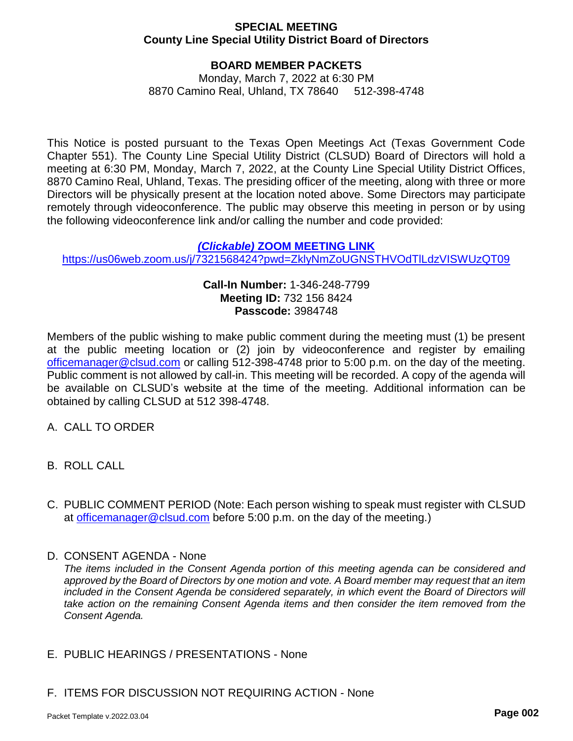**SPECIAL MEETING**
**County Line Special Utility District Board of Directors**

**BOARD MEMBER PACKETS**
Monday, March 7, 2022 at 6:30 PM
8870 Camino Real, Uhland, TX 78640    512-398-4748

This Notice is posted pursuant to the Texas Open Meetings Act (Texas Government Code Chapter 551). The County Line Special Utility District (CLSUD) Board of Directors will hold a meeting at 6:30 PM, Monday, March 7, 2022, at the County Line Special Utility District Offices, 8870 Camino Real, Uhland, Texas. The presiding officer of the meeting, along with three or more Directors will be physically present at the location noted above. Some Directors may participate remotely through videoconference. The public may observe this meeting in person or by using the following videoconference link and/or calling the number and code provided:

***(Clickable)* ZOOM MEETING LINK**
https://us06web.zoom.us/j/7321568424?pwd=ZklyNmZoUGNSTHVOdTlLdzVISWUzQT09

**Call-In Number:** 1-346-248-7799
**Meeting ID:** 732 156 8424
**Passcode:** 3984748

Members of the public wishing to make public comment during the meeting must (1) be present at the public meeting location or (2) join by videoconference and register by emailing officemanager@clsud.com or calling 512-398-4748 prior to 5:00 p.m. on the day of the meeting. Public comment is not allowed by call-in. This meeting will be recorded. A copy of the agenda will be available on CLSUD's website at the time of the meeting. Additional information can be obtained by calling CLSUD at 512 398-4748.

A. CALL TO ORDER

B. ROLL CALL

C. PUBLIC COMMENT PERIOD (Note: Each person wishing to speak must register with CLSUD at officemanager@clsud.com before 5:00 p.m. on the day of the meeting.)

D. CONSENT AGENDA - None
*The items included in the Consent Agenda portion of this meeting agenda can be considered and approved by the Board of Directors by one motion and vote. A Board member may request that an item included in the Consent Agenda be considered separately, in which event the Board of Directors will take action on the remaining Consent Agenda items and then consider the item removed from the Consent Agenda.*

E. PUBLIC HEARINGS / PRESENTATIONS - None

F. ITEMS FOR DISCUSSION NOT REQUIRING ACTION - None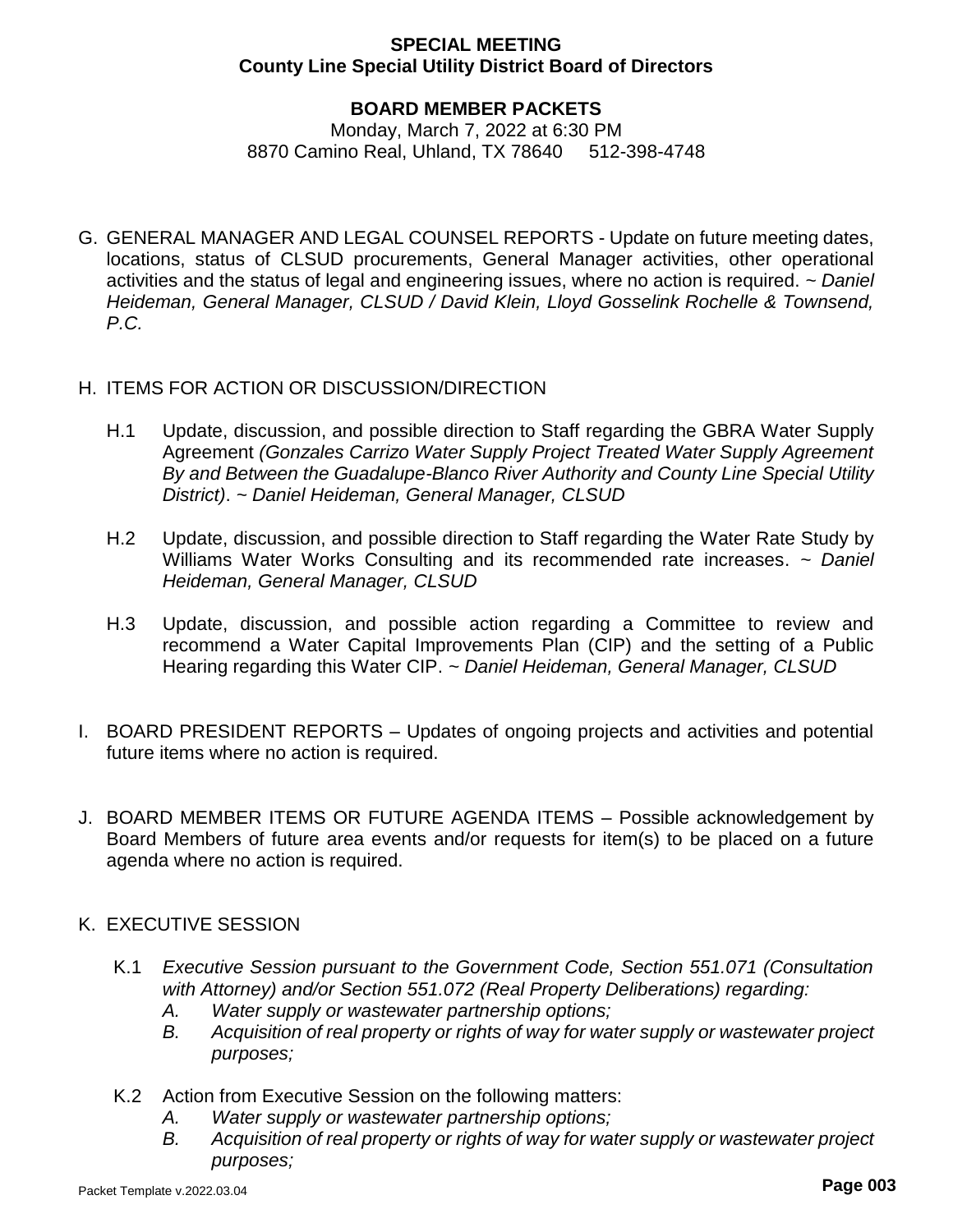**SPECIAL MEETING**
**County Line Special Utility District Board of Directors**

**BOARD MEMBER PACKETS**
Monday, March 7, 2022 at 6:30 PM
8870 Camino Real, Uhland, TX 78640 512-398-4748

G. GENERAL MANAGER AND LEGAL COUNSEL REPORTS - Update on future meeting dates, locations, status of CLSUD procurements, General Manager activities, other operational activities and the status of legal and engineering issues, where no action is required. ~ *Daniel Heideman, General Manager, CLSUD / David Klein, Lloyd Gosselink Rochelle & Townsend, P.C.*

H. ITEMS FOR ACTION OR DISCUSSION/DIRECTION

   H.1 Update, discussion, and possible direction to Staff regarding the GBRA Water Supply Agreement *(Gonzales Carrizo Water Supply Project Treated Water Supply Agreement By and Between the Guadalupe-Blanco River Authority and County Line Special Utility District)*. ~ *Daniel Heideman, General Manager, CLSUD*

   H.2 Update, discussion, and possible direction to Staff regarding the Water Rate Study by Williams Water Works Consulting and its recommended rate increases. ~ *Daniel Heideman, General Manager, CLSUD*

   H.3 Update, discussion, and possible action regarding a Committee to review and recommend a Water Capital Improvements Plan (CIP) and the setting of a Public Hearing regarding this Water CIP. ~ *Daniel Heideman, General Manager, CLSUD*

I. BOARD PRESIDENT REPORTS – Updates of ongoing projects and activities and potential future items where no action is required.

J. BOARD MEMBER ITEMS OR FUTURE AGENDA ITEMS – Possible acknowledgement by Board Members of future area events and/or requests for item(s) to be placed on a future agenda where no action is required.

K. EXECUTIVE SESSION

   K.1 *Executive Session pursuant to the Government Code, Section 551.071 (Consultation with Attorney) and/or Section 551.072 (Real Property Deliberations) regarding:*
      *A. Water supply or wastewater partnership options;*
      *B. Acquisition of real property or rights of way for water supply or wastewater project purposes;*

   K.2 Action from Executive Session on the following matters:
      *A. Water supply or wastewater partnership options;*
      *B. Acquisition of real property or rights of way for water supply or wastewater project purposes;*

Packet Template v.2022.03.04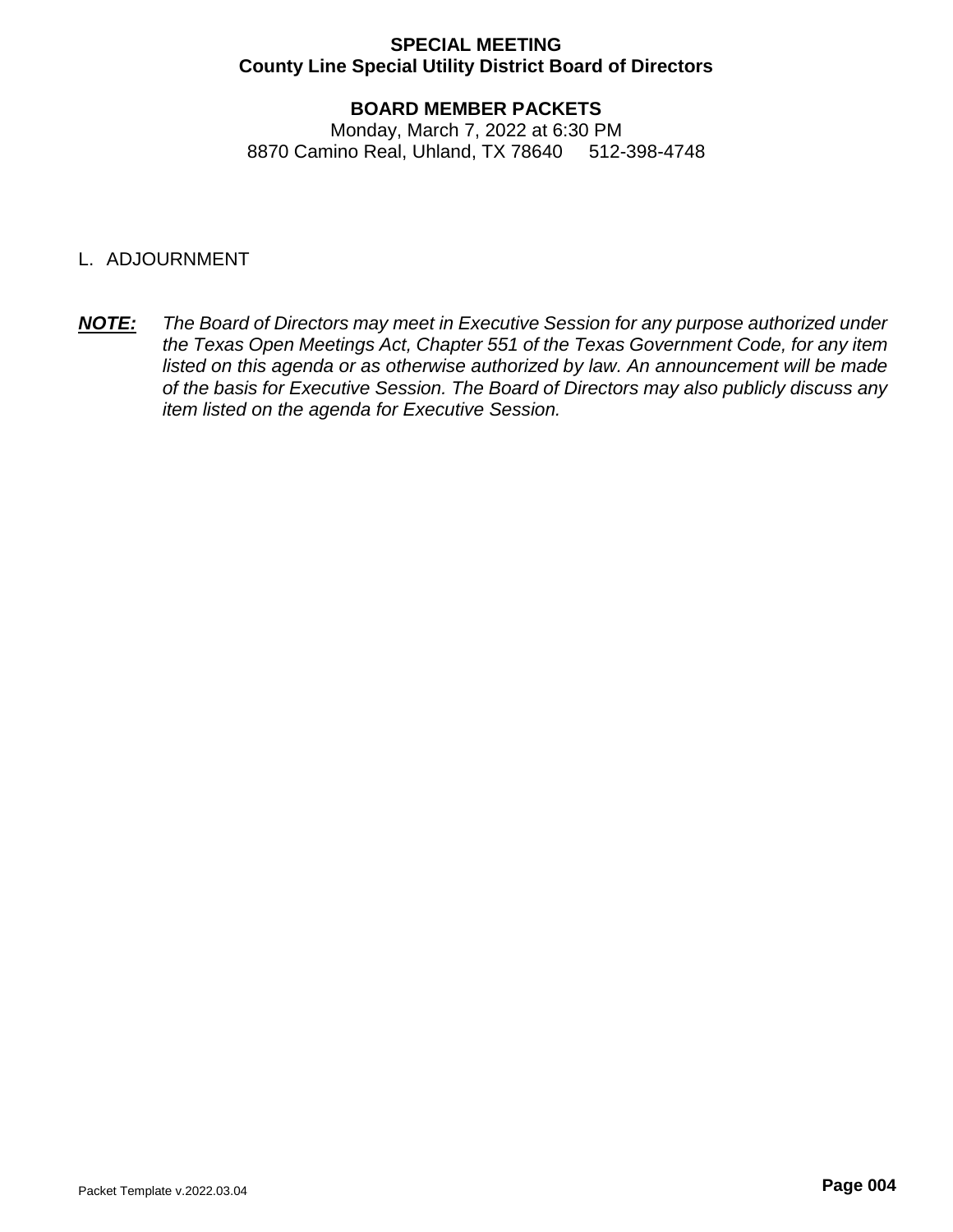L. ADJOURNMENT

***NOTE:*** *The Board of Directors may meet in Executive Session for any purpose authorized under the Texas Open Meetings Act, Chapter 551 of the Texas Government Code, for any item listed on this agenda or as otherwise authorized by law. An announcement will be made of the basis for Executive Session. The Board of Directors may also publicly discuss any item listed on the agenda for Executive Session.*